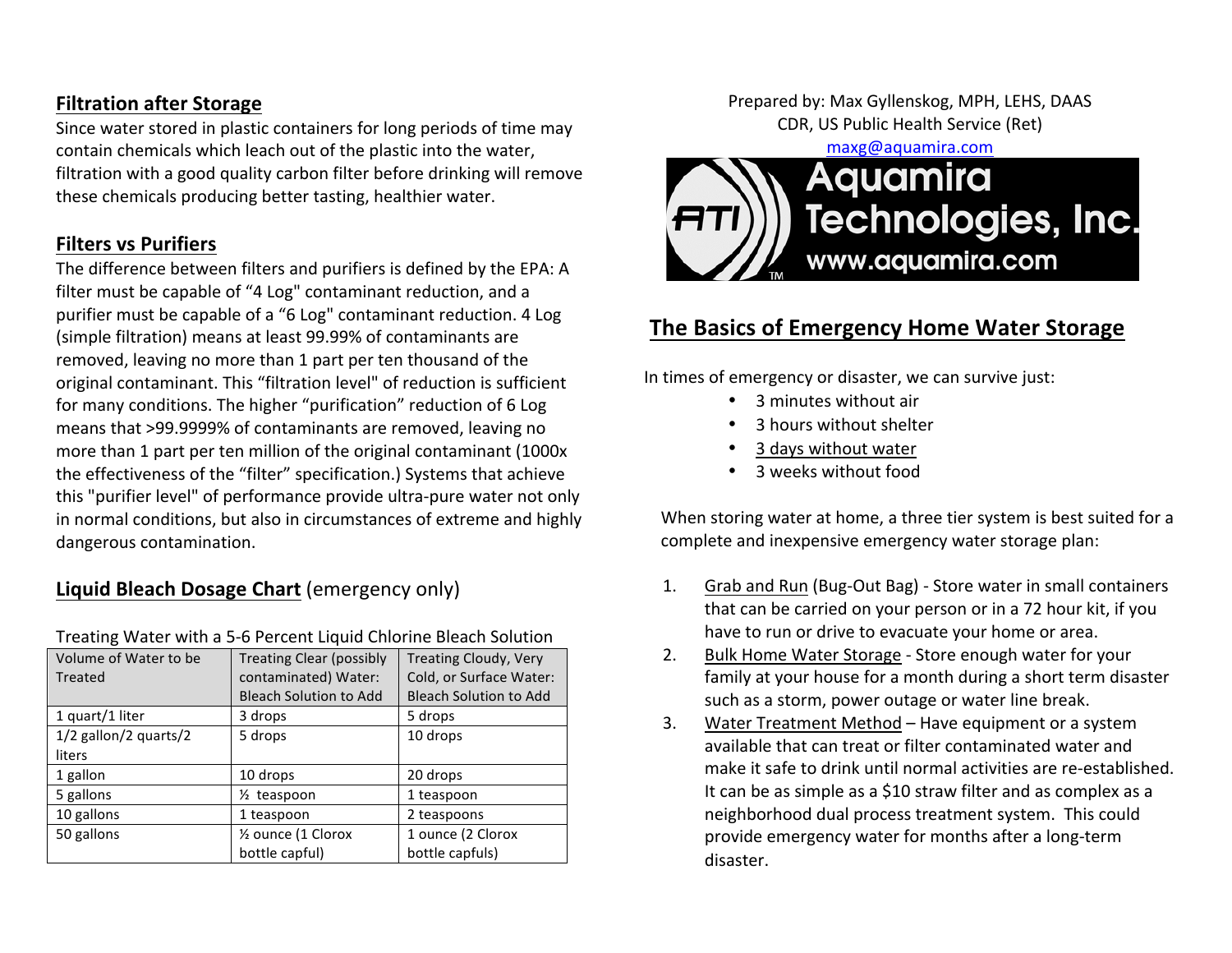## Filtration after Storage

Since water stored in plastic containers for long periods of time may contain chemicals which leach out of the plastic into the water, filtration with a good quality carbon filter before drinking will remove these chemicals producing better tasting, healthier water.

## Filters vs Purifiers

The difference between filters and purifiers is defined by the EPA: A filter must be capable of "4 Log" contaminant reduction, and a purifier must be capable of a "6 Log" contaminant reduction. 4 Log (simple filtration) means at least 99.99% of contaminants are removed, leaving no more than 1 part per ten thousand of the original contaminant. This "filtration level" of reduction is sufficient for many conditions. The higher "purification" reduction of 6 Log means that >99.9999% of contaminants are removed, leaving no more than 1 part per ten million of the original contaminant (1000x the effectiveness of the "filter" specification.) Systems that achieve this "purifier level" of performance provide ultra-pure water not only in normal conditions, but also in circumstances of extreme and highly dangerous contamination.

## Liquid Bleach Dosage Chart (emergency only)

Treating Water with a 5-6 Percent Liquid Chlorine Bleach Solution

| Volume of Water to be Treated | Treating Clear (possibly contaminated) Water: Bleach Solution to Add | Treating Cloudy, Very Cold, or Surface Water: Bleach Solution to Add |
|---|---|---|
| 1 quart/1 liter | 3 drops | 5 drops |
| 1/2 gallon/2 quarts/2 liters | 5 drops | 10 drops |
| 1 gallon | 10 drops | 20 drops |
| 5 gallons | ½ teaspoon | 1 teaspoon |
| 10 gallons | 1 teaspoon | 2 teaspoons |
| 50 gallons | ½ ounce (1 Clorox bottle capful) | 1 ounce (2 Clorox bottle capfuls) |

Prepared by: Max Gyllenskog, MPH, LEHS, DAAS
CDR, US Public Health Service (Ret)
maxg@aquamira.com

ATI Aquamira Technologies, Inc.
www.aquamira.com

# The Basics of Emergency Home Water Storage

In times of emergency or disaster, we can survive just:

- 3 minutes without air
- 3 hours without shelter
- 3 days without water
- 3 weeks without food

When storing water at home, a three tier system is best suited for a complete and inexpensive emergency water storage plan:

1. Grab and Run (Bug-Out Bag) - Store water in small containers that can be carried on your person or in a 72 hour kit, if you have to run or drive to evacuate your home or area.
2. Bulk Home Water Storage - Store enough water for your family at your house for a month during a short term disaster such as a storm, power outage or water line break.
3. Water Treatment Method – Have equipment or a system available that can treat or filter contaminated water and make it safe to drink until normal activities are re-established. It can be as simple as a $10 straw filter and as complex as a neighborhood dual process treatment system. This could provide emergency water for months after a long-term disaster.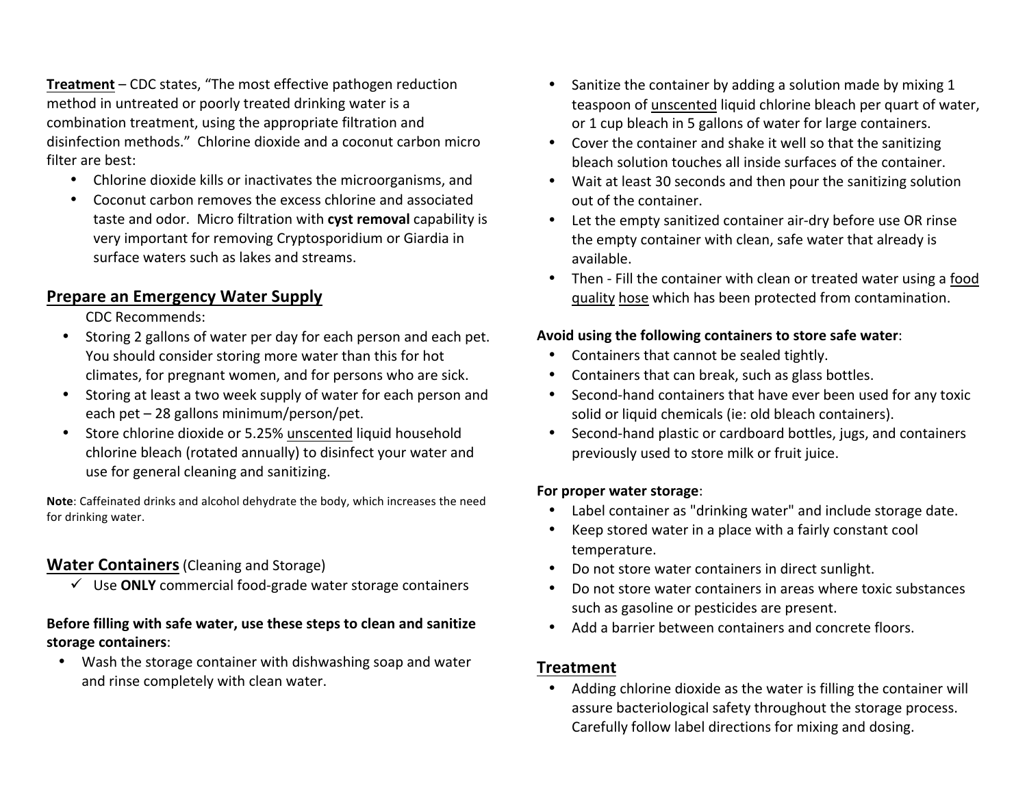**Treatment** – CDC states, "The most effective pathogen reduction method in untreated or poorly treated drinking water is a combination treatment, using the appropriate filtration and disinfection methods." Chlorine dioxide and a coconut carbon micro filter are best:

- Chlorine dioxide kills or inactivates the microorganisms, and
- Coconut carbon removes the excess chlorine and associated taste and odor. Micro filtration with **cyst removal** capability is very important for removing Cryptosporidium or Giardia in surface waters such as lakes and streams.

## Prepare an Emergency Water Supply

CDC Recommends:

- Storing 2 gallons of water per day for each person and each pet. You should consider storing more water than this for hot climates, for pregnant women, and for persons who are sick.
- Storing at least a two week supply of water for each person and each pet – 28 gallons minimum/person/pet.
- Store chlorine dioxide or 5.25% unscented liquid household chlorine bleach (rotated annually) to disinfect your water and use for general cleaning and sanitizing.

**Note**: Caffeinated drinks and alcohol dehydrate the body, which increases the need for drinking water.

## Water Containers (Cleaning and Storage)

✓ Use **ONLY** commercial food-grade water storage containers

**Before filling with safe water, use these steps to clean and sanitize storage containers**:

- Wash the storage container with dishwashing soap and water and rinse completely with clean water.
- Sanitize the container by adding a solution made by mixing 1 teaspoon of unscented liquid chlorine bleach per quart of water, or 1 cup bleach in 5 gallons of water for large containers.
- Cover the container and shake it well so that the sanitizing bleach solution touches all inside surfaces of the container.
- Wait at least 30 seconds and then pour the sanitizing solution out of the container.
- Let the empty sanitized container air-dry before use OR rinse the empty container with clean, safe water that already is available.
- Then - Fill the container with clean or treated water using a food quality hose which has been protected from contamination.

**Avoid using the following containers to store safe water**:

- Containers that cannot be sealed tightly.
- Containers that can break, such as glass bottles.
- Second-hand containers that have ever been used for any toxic solid or liquid chemicals (ie: old bleach containers).
- Second-hand plastic or cardboard bottles, jugs, and containers previously used to store milk or fruit juice.

**For proper water storage**:

- Label container as "drinking water" and include storage date.
- Keep stored water in a place with a fairly constant cool temperature.
- Do not store water containers in direct sunlight.
- Do not store water containers in areas where toxic substances such as gasoline or pesticides are present.
- Add a barrier between containers and concrete floors.

## Treatment

- Adding chlorine dioxide as the water is filling the container will assure bacteriological safety throughout the storage process. Carefully follow label directions for mixing and dosing.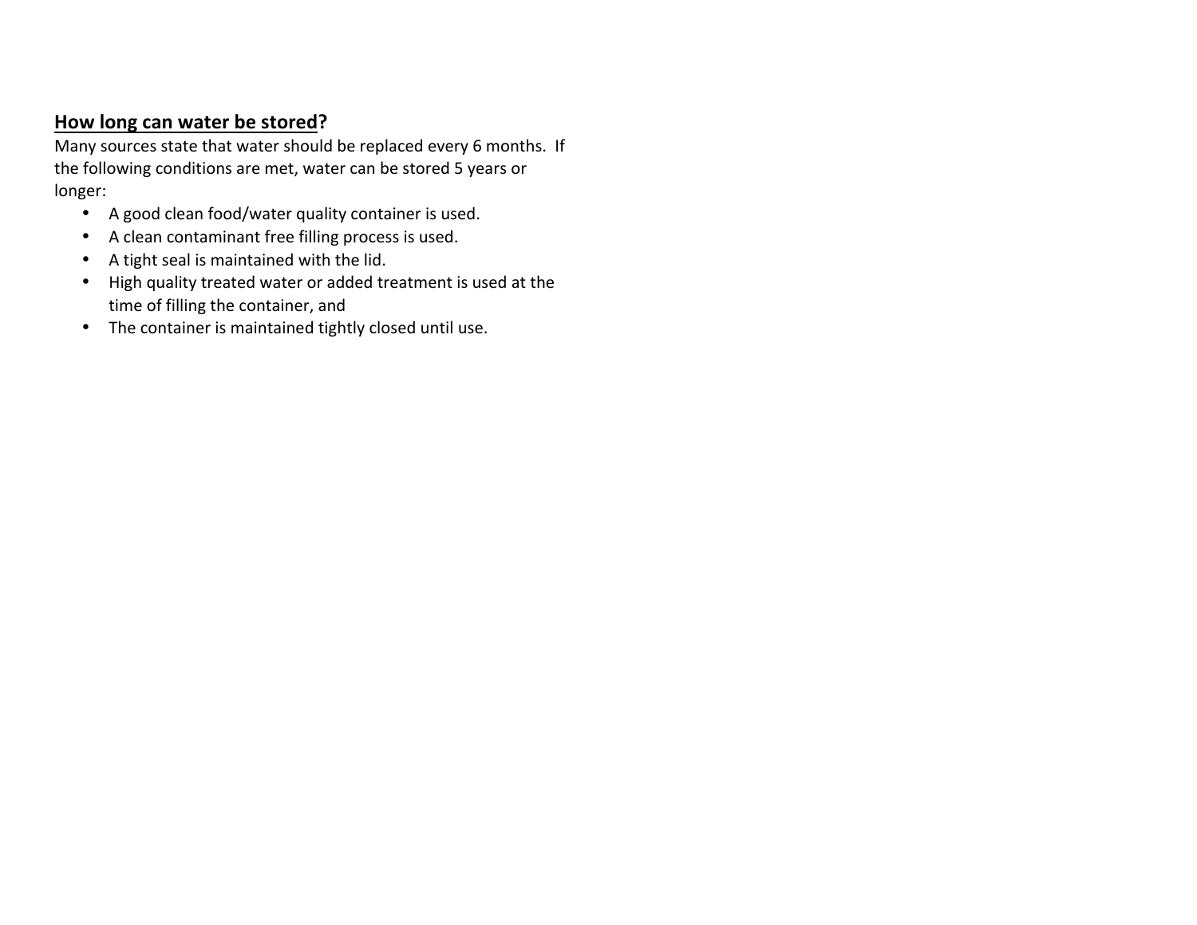## How long can water be stored?

Many sources state that water should be replaced every 6 months. If the following conditions are met, water can be stored 5 years or longer:

- A good clean food/water quality container is used.
- A clean contaminant free filling process is used.
- A tight seal is maintained with the lid.
- High quality treated water or added treatment is used at the time of filling the container, and
- The container is maintained tightly closed until use.